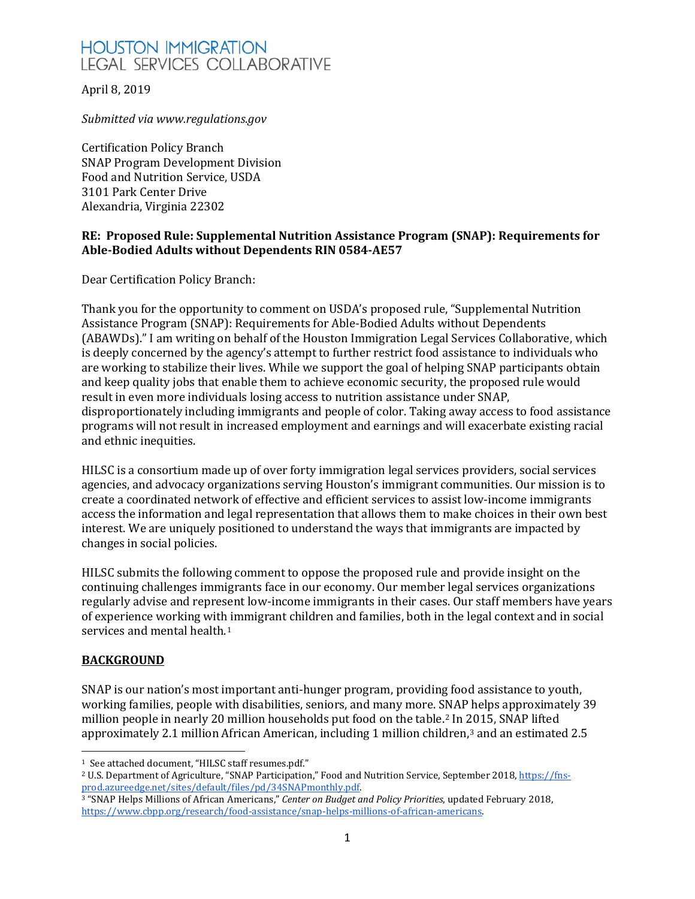HOUSTON IMMIGRATION
LEGAL SERVICES COLLABORATIVE

April 8, 2019

*Submitted via www.regulations.gov*

Certification Policy Branch
SNAP Program Development Division
Food and Nutrition Service, USDA
3101 Park Center Drive
Alexandria, Virginia 22302

**RE: Proposed Rule: Supplemental Nutrition Assistance Program (SNAP): Requirements for Able-Bodied Adults without Dependents RIN 0584-AE57**

Dear Certification Policy Branch:

Thank you for the opportunity to comment on USDA's proposed rule, "Supplemental Nutrition Assistance Program (SNAP): Requirements for Able-Bodied Adults without Dependents (ABAWDs)." I am writing on behalf of the Houston Immigration Legal Services Collaborative, which is deeply concerned by the agency's attempt to further restrict food assistance to individuals who are working to stabilize their lives. While we support the goal of helping SNAP participants obtain and keep quality jobs that enable them to achieve economic security, the proposed rule would result in even more individuals losing access to nutrition assistance under SNAP, disproportionately including immigrants and people of color. Taking away access to food assistance programs will not result in increased employment and earnings and will exacerbate existing racial and ethnic inequities.

HILSC is a consortium made up of over forty immigration legal services providers, social services agencies, and advocacy organizations serving Houston's immigrant communities. Our mission is to create a coordinated network of effective and efficient services to assist low-income immigrants access the information and legal representation that allows them to make choices in their own best interest. We are uniquely positioned to understand the ways that immigrants are impacted by changes in social policies.

HILSC submits the following comment to oppose the proposed rule and provide insight on the continuing challenges immigrants face in our economy. Our member legal services organizations regularly advise and represent low-income immigrants in their cases. Our staff members have years of experience working with immigrant children and families, both in the legal context and in social services and mental health.[1]

## BACKGROUND

SNAP is our nation's most important anti-hunger program, providing food assistance to youth, working families, people with disabilities, seniors, and many more. SNAP helps approximately 39 million people in nearly 20 million households put food on the table.[2] In 2015, SNAP lifted approximately 2.1 million African American, including 1 million children,[3] and an estimated 2.5

---

[1] See attached document, "HILSC staff resumes.pdf."

[2] U.S. Department of Agriculture, "SNAP Participation," Food and Nutrition Service, September 2018, https://fns-prod.azureedge.net/sites/default/files/pd/34SNAPmonthly.pdf.

[3] "SNAP Helps Millions of African Americans," *Center on Budget and Policy Priorities*, updated February 2018, https://www.cbpp.org/research/food-assistance/snap-helps-millions-of-african-americans.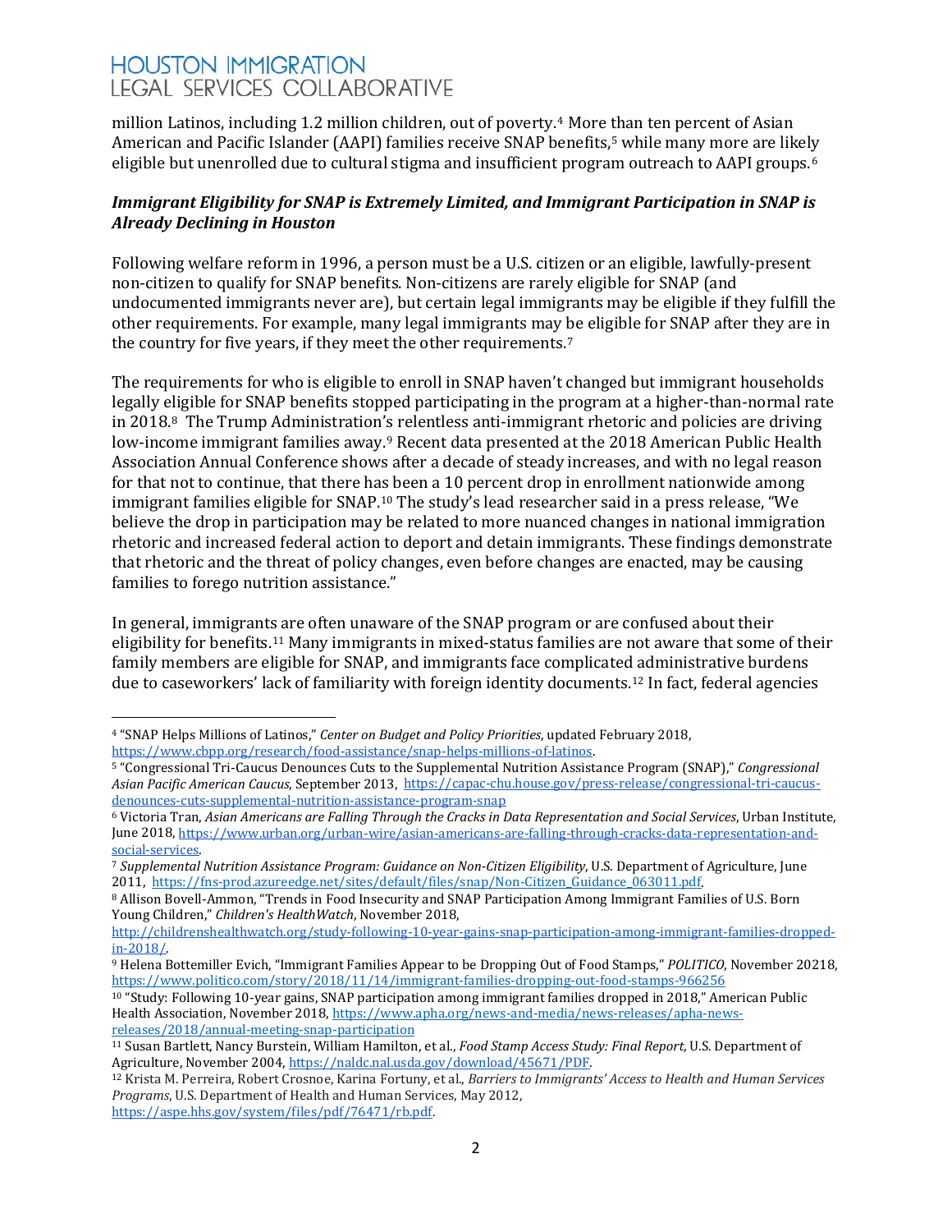million Latinos, including 1.2 million children, out of poverty.[4] More than ten percent of Asian American and Pacific Islander (AAPI) families receive SNAP benefits,[5] while many more are likely eligible but unenrolled due to cultural stigma and insufficient program outreach to AAPI groups.[6]

***Immigrant Eligibility for SNAP is Extremely Limited, and Immigrant Participation in SNAP is Already Declining in Houston***

Following welfare reform in 1996, a person must be a U.S. citizen or an eligible, lawfully-present non-citizen to qualify for SNAP benefits. Non-citizens are rarely eligible for SNAP (and undocumented immigrants never are), but certain legal immigrants may be eligible if they fulfill the other requirements. For example, many legal immigrants may be eligible for SNAP after they are in the country for five years, if they meet the other requirements.[7]

The requirements for who is eligible to enroll in SNAP haven't changed but immigrant households legally eligible for SNAP benefits stopped participating in the program at a higher-than-normal rate in 2018.[8] The Trump Administration's relentless anti-immigrant rhetoric and policies are driving low-income immigrant families away.[9] Recent data presented at the 2018 American Public Health Association Annual Conference shows after a decade of steady increases, and with no legal reason for that not to continue, that there has been a 10 percent drop in enrollment nationwide among immigrant families eligible for SNAP.[10] The study's lead researcher said in a press release, "We believe the drop in participation may be related to more nuanced changes in national immigration rhetoric and increased federal action to deport and detain immigrants. These findings demonstrate that rhetoric and the threat of policy changes, even before changes are enacted, may be causing families to forego nutrition assistance."

In general, immigrants are often unaware of the SNAP program or are confused about their eligibility for benefits.[11] Many immigrants in mixed-status families are not aware that some of their family members are eligible for SNAP, and immigrants face complicated administrative burdens due to caseworkers' lack of familiarity with foreign identity documents.[12] In fact, federal agencies

---

[4] "SNAP Helps Millions of Latinos," *Center on Budget and Policy Priorities*, updated February 2018, https://www.cbpp.org/research/food-assistance/snap-helps-millions-of-latinos.

[5] "Congressional Tri-Caucus Denounces Cuts to the Supplemental Nutrition Assistance Program (SNAP)," *Congressional Asian Pacific American Caucus*, September 2013, https://capac-chu.house.gov/press-release/congressional-tri-caucus-denounces-cuts-supplemental-nutrition-assistance-program-snap

[6] Victoria Tran, *Asian Americans are Falling Through the Cracks in Data Representation and Social Services*, Urban Institute, June 2018, https://www.urban.org/urban-wire/asian-americans-are-falling-through-cracks-data-representation-and-social-services.

[7] *Supplemental Nutrition Assistance Program: Guidance on Non-Citizen Eligibility*, U.S. Department of Agriculture, June 2011, https://fns-prod.azureedge.net/sites/default/files/snap/Non-Citizen_Guidance_063011.pdf.

[8] Allison Bovell-Ammon, "Trends in Food Insecurity and SNAP Participation Among Immigrant Families of U.S. Born Young Children," *Children's HealthWatch*, November 2018, http://childrenshealthwatch.org/study-following-10-year-gains-snap-participation-among-immigrant-families-dropped-in-2018/.

[9] Helena Bottemiller Evich, "Immigrant Families Appear to be Dropping Out of Food Stamps," *POLITICO*, November 20218, https://www.politico.com/story/2018/11/14/immigrant-families-dropping-out-food-stamps-966256

[10] "Study: Following 10-year gains, SNAP participation among immigrant families dropped in 2018," American Public Health Association, November 2018, https://www.apha.org/news-and-media/news-releases/apha-news-releases/2018/annual-meeting-snap-participation

[11] Susan Bartlett, Nancy Burstein, William Hamilton, et al., *Food Stamp Access Study: Final Report*, U.S. Department of Agriculture, November 2004, https://naldc.nal.usda.gov/download/45671/PDF.

[12] Krista M. Perreira, Robert Crosnoe, Karina Fortuny, et al., *Barriers to Immigrants' Access to Health and Human Services Programs*, U.S. Department of Health and Human Services, May 2012, https://aspe.hhs.gov/system/files/pdf/76471/rb.pdf.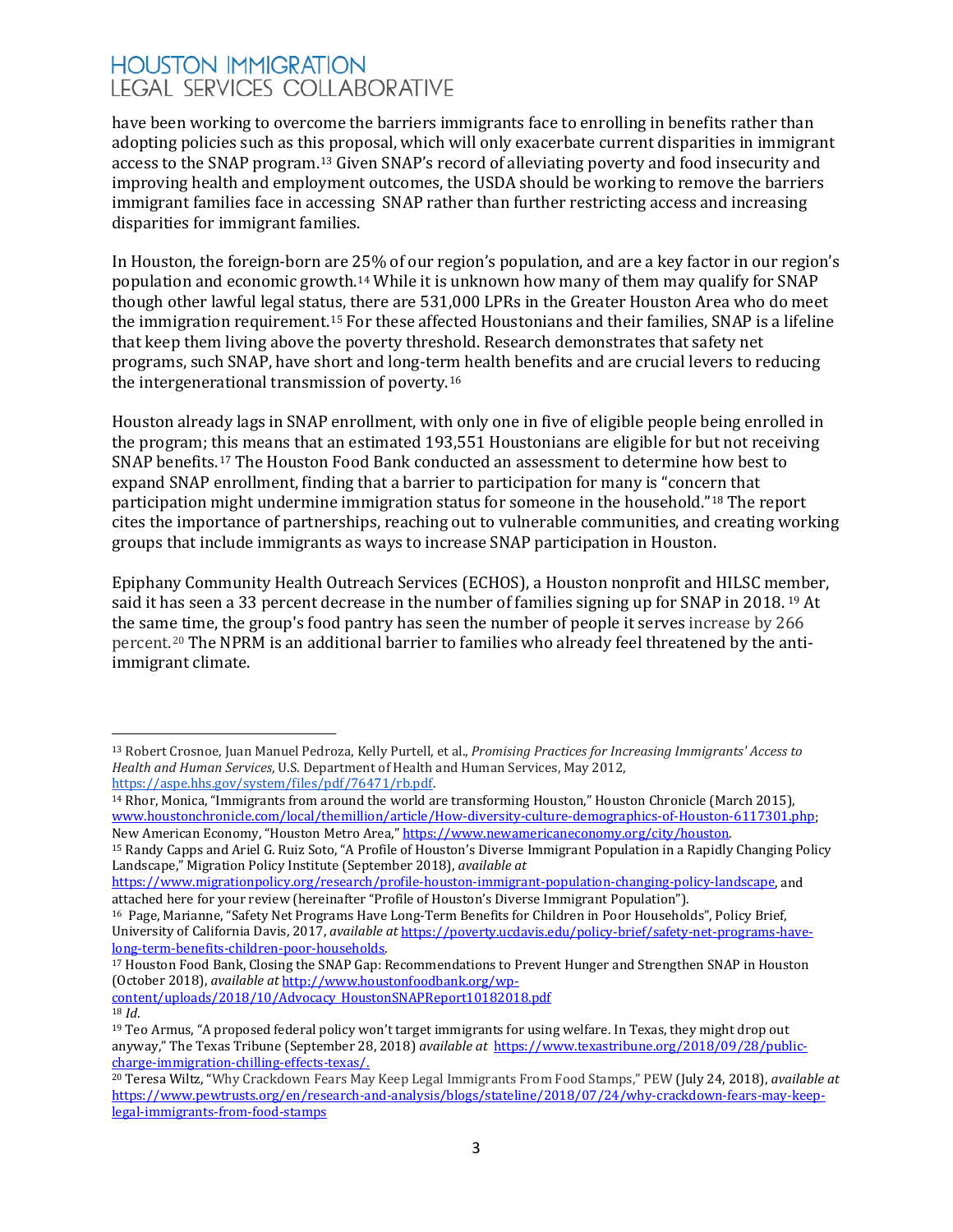have been working to overcome the barriers immigrants face to enrolling in benefits rather than adopting policies such as this proposal, which will only exacerbate current disparities in immigrant access to the SNAP program.[13] Given SNAP's record of alleviating poverty and food insecurity and improving health and employment outcomes, the USDA should be working to remove the barriers immigrant families face in accessing SNAP rather than further restricting access and increasing disparities for immigrant families.

In Houston, the foreign-born are 25% of our region's population, and are a key factor in our region's population and economic growth.[14] While it is unknown how many of them may qualify for SNAP though other lawful legal status, there are 531,000 LPRs in the Greater Houston Area who do meet the immigration requirement.[15] For these affected Houstonians and their families, SNAP is a lifeline that keep them living above the poverty threshold. Research demonstrates that safety net programs, such SNAP, have short and long-term health benefits and are crucial levers to reducing the intergenerational transmission of poverty.[16]

Houston already lags in SNAP enrollment, with only one in five of eligible people being enrolled in the program; this means that an estimated 193,551 Houstonians are eligible for but not receiving SNAP benefits.[17] The Houston Food Bank conducted an assessment to determine how best to expand SNAP enrollment, finding that a barrier to participation for many is "concern that participation might undermine immigration status for someone in the household."[18] The report cites the importance of partnerships, reaching out to vulnerable communities, and creating working groups that include immigrants as ways to increase SNAP participation in Houston.

Epiphany Community Health Outreach Services (ECHOS), a Houston nonprofit and HILSC member, said it has seen a 33 percent decrease in the number of families signing up for SNAP in 2018.[19] At the same time, the group's food pantry has seen the number of people it serves increase by 266 percent.[20] The NPRM is an additional barrier to families who already feel threatened by the anti-immigrant climate.

---

[13] Robert Crosnoe, Juan Manuel Pedroza, Kelly Purtell, et al., *Promising Practices for Increasing Immigrants' Access to Health and Human Services*, U.S. Department of Health and Human Services, May 2012, https://aspe.hhs.gov/system/files/pdf/76471/rb.pdf.

[14] Rhor, Monica, "Immigrants from around the world are transforming Houston," Houston Chronicle (March 2015), www.houstonchronicle.com/local/themillion/article/How-diversity-culture-demographics-of-Houston-6117301.php; New American Economy, "Houston Metro Area," https://www.newamericaneconomy.org/city/houston.

[15] Randy Capps and Ariel G. Ruiz Soto, "A Profile of Houston's Diverse Immigrant Population in a Rapidly Changing Policy Landscape," Migration Policy Institute (September 2018), *available at* https://www.migrationpolicy.org/research/profile-houston-immigrant-population-changing-policy-landscape, and attached here for your review (hereinafter "Profile of Houston's Diverse Immigrant Population").

[16] Page, Marianne, "Safety Net Programs Have Long-Term Benefits for Children in Poor Households", Policy Brief, University of California Davis, 2017, *available at* https://poverty.ucdavis.edu/policy-brief/safety-net-programs-have-long-term-benefits-children-poor-households.

[17] Houston Food Bank, Closing the SNAP Gap: Recommendations to Prevent Hunger and Strengthen SNAP in Houston (October 2018), *available at* http://www.houstonfoodbank.org/wp-content/uploads/2018/10/Advocacy_HoustonSNAPReport10182018.pdf

[18] *Id*.

[19] Teo Armus, "A proposed federal policy won't target immigrants for using welfare. In Texas, they might drop out anyway," The Texas Tribune (September 28, 2018) *available at* https://www.texastribune.org/2018/09/28/public-charge-immigration-chilling-effects-texas/.

[20] Teresa Wiltz, "Why Crackdown Fears May Keep Legal Immigrants From Food Stamps," PEW (July 24, 2018), *available at* https://www.pewtrusts.org/en/research-and-analysis/blogs/stateline/2018/07/24/why-crackdown-fears-may-keep-legal-immigrants-from-food-stamps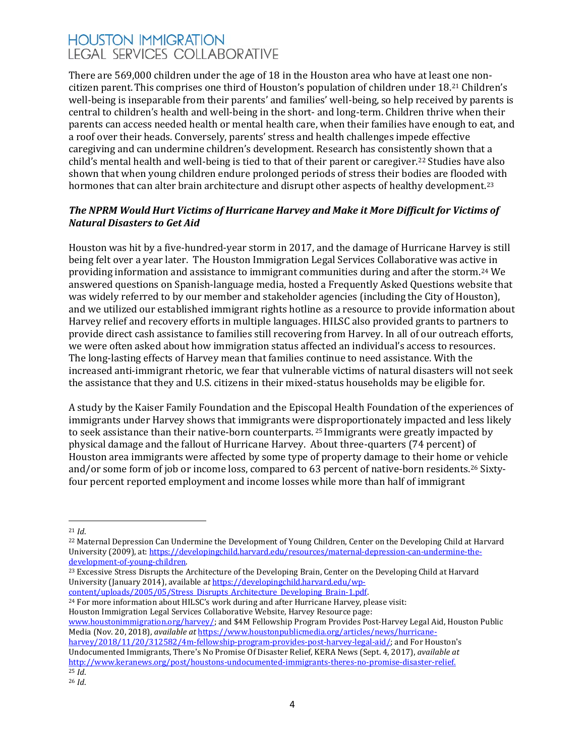There are 569,000 children under the age of 18 in the Houston area who have at least one non-citizen parent. This comprises one third of Houston's population of children under 18.[21] Children's well-being is inseparable from their parents' and families' well-being, so help received by parents is central to children's health and well-being in the short- and long-term. Children thrive when their parents can access needed health or mental health care, when their families have enough to eat, and a roof over their heads. Conversely, parents' stress and health challenges impede effective caregiving and can undermine children's development. Research has consistently shown that a child's mental health and well-being is tied to that of their parent or caregiver.[22] Studies have also shown that when young children endure prolonged periods of stress their bodies are flooded with hormones that can alter brain architecture and disrupt other aspects of healthy development.[23]

***The NPRM Would Hurt Victims of Hurricane Harvey and Make it More Difficult for Victims of Natural Disasters to Get Aid***

Houston was hit by a five-hundred-year storm in 2017, and the damage of Hurricane Harvey is still being felt over a year later. The Houston Immigration Legal Services Collaborative was active in providing information and assistance to immigrant communities during and after the storm.[24] We answered questions on Spanish-language media, hosted a Frequently Asked Questions website that was widely referred to by our member and stakeholder agencies (including the City of Houston), and we utilized our established immigrant rights hotline as a resource to provide information about Harvey relief and recovery efforts in multiple languages. HILSC also provided grants to partners to provide direct cash assistance to families still recovering from Harvey. In all of our outreach efforts, we were often asked about how immigration status affected an individual's access to resources. The long-lasting effects of Harvey mean that families continue to need assistance. With the increased anti-immigrant rhetoric, we fear that vulnerable victims of natural disasters will not seek the assistance that they and U.S. citizens in their mixed-status households may be eligible for.

A study by the Kaiser Family Foundation and the Episcopal Health Foundation of the experiences of immigrants under Harvey shows that immigrants were disproportionately impacted and less likely to seek assistance than their native-born counterparts.[25] Immigrants were greatly impacted by physical damage and the fallout of Hurricane Harvey. About three-quarters (74 percent) of Houston area immigrants were affected by some type of property damage to their home or vehicle and/or some form of job or income loss, compared to 63 percent of native-born residents.[26] Sixty-four percent reported employment and income losses while more than half of immigrant

---

[21] *Id*.

[22] Maternal Depression Can Undermine the Development of Young Children, Center on the Developing Child at Harvard University (2009), at: https://developingchild.harvard.edu/resources/maternal-depression-can-undermine-the-development-of-young-children.

[23] Excessive Stress Disrupts the Architecture of the Developing Brain, Center on the Developing Child at Harvard University (January 2014), available *at* https://developingchild.harvard.edu/wp-content/uploads/2005/05/Stress_Disrupts_Architecture_Developing_Brain-1.pdf.

[24] For more information about HILSC's work during and after Hurricane Harvey, please visit: Houston Immigration Legal Services Collaborative Website, Harvey Resource page: www.houstonimmigration.org/harvey/; and $4M Fellowship Program Provides Post-Harvey Legal Aid, Houston Public Media (Nov. 20, 2018), *available at* https://www.houstonpublicmedia.org/articles/news/hurricane-harvey/2018/11/20/312582/4m-fellowship-program-provides-post-harvey-legal-aid/; and For Houston's Undocumented Immigrants, There's No Promise Of Disaster Relief, KERA News (Sept. 4, 2017), *available at* http://www.keranews.org/post/houstons-undocumented-immigrants-theres-no-promise-disaster-relief.

[25] *Id*.

[26] *Id*.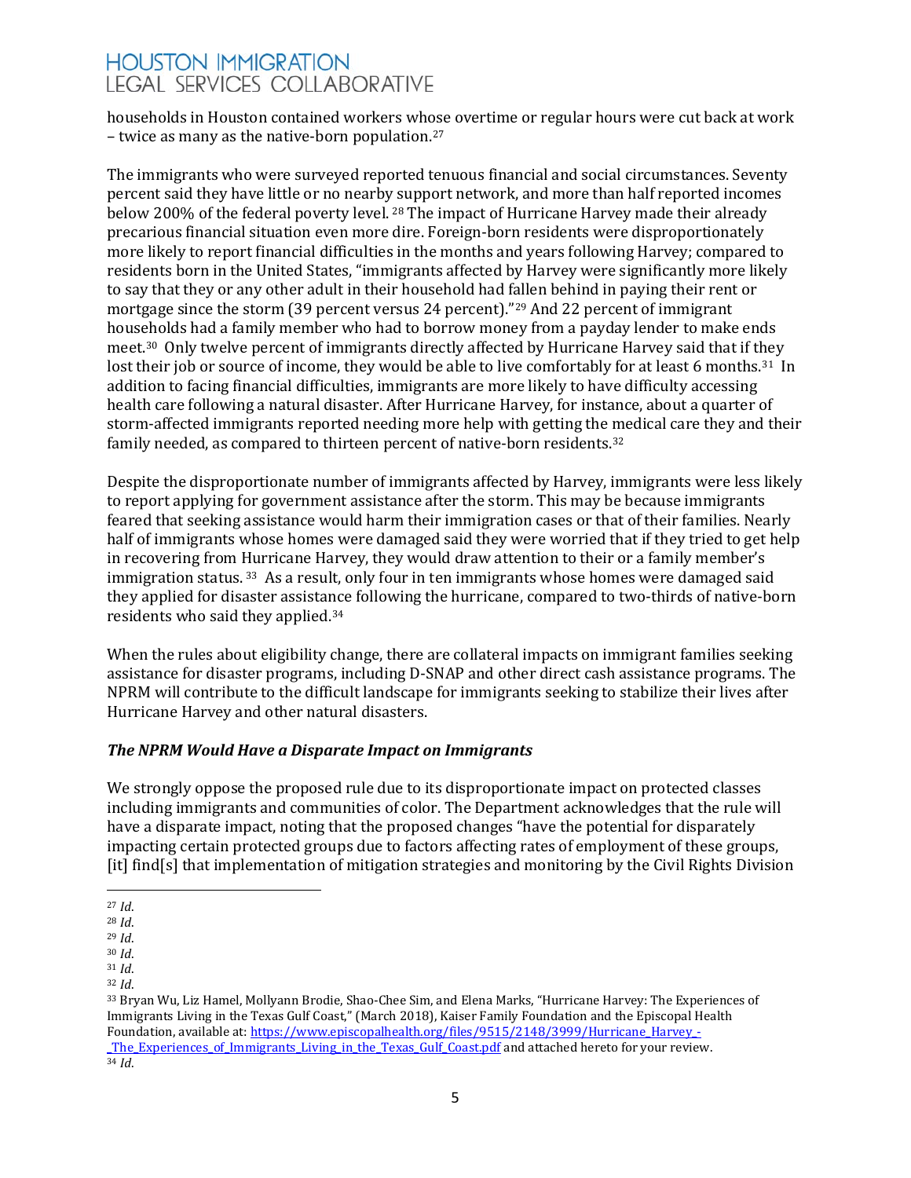households in Houston contained workers whose overtime or regular hours were cut back at work – twice as many as the native-born population.[27]

The immigrants who were surveyed reported tenuous financial and social circumstances. Seventy percent said they have little or no nearby support network, and more than half reported incomes below 200% of the federal poverty level. [28] The impact of Hurricane Harvey made their already precarious financial situation even more dire. Foreign-born residents were disproportionately more likely to report financial difficulties in the months and years following Harvey; compared to residents born in the United States, "immigrants affected by Harvey were significantly more likely to say that they or any other adult in their household had fallen behind in paying their rent or mortgage since the storm (39 percent versus 24 percent)."[29] And 22 percent of immigrant households had a family member who had to borrow money from a payday lender to make ends meet.[30] Only twelve percent of immigrants directly affected by Hurricane Harvey said that if they lost their job or source of income, they would be able to live comfortably for at least 6 months.[31] In addition to facing financial difficulties, immigrants are more likely to have difficulty accessing health care following a natural disaster. After Hurricane Harvey, for instance, about a quarter of storm-affected immigrants reported needing more help with getting the medical care they and their family needed, as compared to thirteen percent of native-born residents.[32]

Despite the disproportionate number of immigrants affected by Harvey, immigrants were less likely to report applying for government assistance after the storm. This may be because immigrants feared that seeking assistance would harm their immigration cases or that of their families. Nearly half of immigrants whose homes were damaged said they were worried that if they tried to get help in recovering from Hurricane Harvey, they would draw attention to their or a family member's immigration status. [33] As a result, only four in ten immigrants whose homes were damaged said they applied for disaster assistance following the hurricane, compared to two-thirds of native-born residents who said they applied.[34]

When the rules about eligibility change, there are collateral impacts on immigrant families seeking assistance for disaster programs, including D-SNAP and other direct cash assistance programs. The NPRM will contribute to the difficult landscape for immigrants seeking to stabilize their lives after Hurricane Harvey and other natural disasters.

### *The NPRM Would Have a Disparate Impact on Immigrants*

We strongly oppose the proposed rule due to its disproportionate impact on protected classes including immigrants and communities of color. The Department acknowledges that the rule will have a disparate impact, noting that the proposed changes "have the potential for disparately impacting certain protected groups due to factors affecting rates of employment of these groups, [it] find[s] that implementation of mitigation strategies and monitoring by the Civil Rights Division

---

[27] *Id*.
[28] *Id*.
[29] *Id*.
[30] *Id*.
[31] *Id*.
[32] *Id*.
[33] Bryan Wu, Liz Hamel, Mollyann Brodie, Shao-Chee Sim, and Elena Marks, "Hurricane Harvey: The Experiences of Immigrants Living in the Texas Gulf Coast," (March 2018), Kaiser Family Foundation and the Episcopal Health Foundation, available at: https://www.episcopalhealth.org/files/9515/2148/3999/Hurricane_Harvey_-_The_Experiences_of_Immigrants_Living_in_the_Texas_Gulf_Coast.pdf and attached hereto for your review.
[34] *Id*.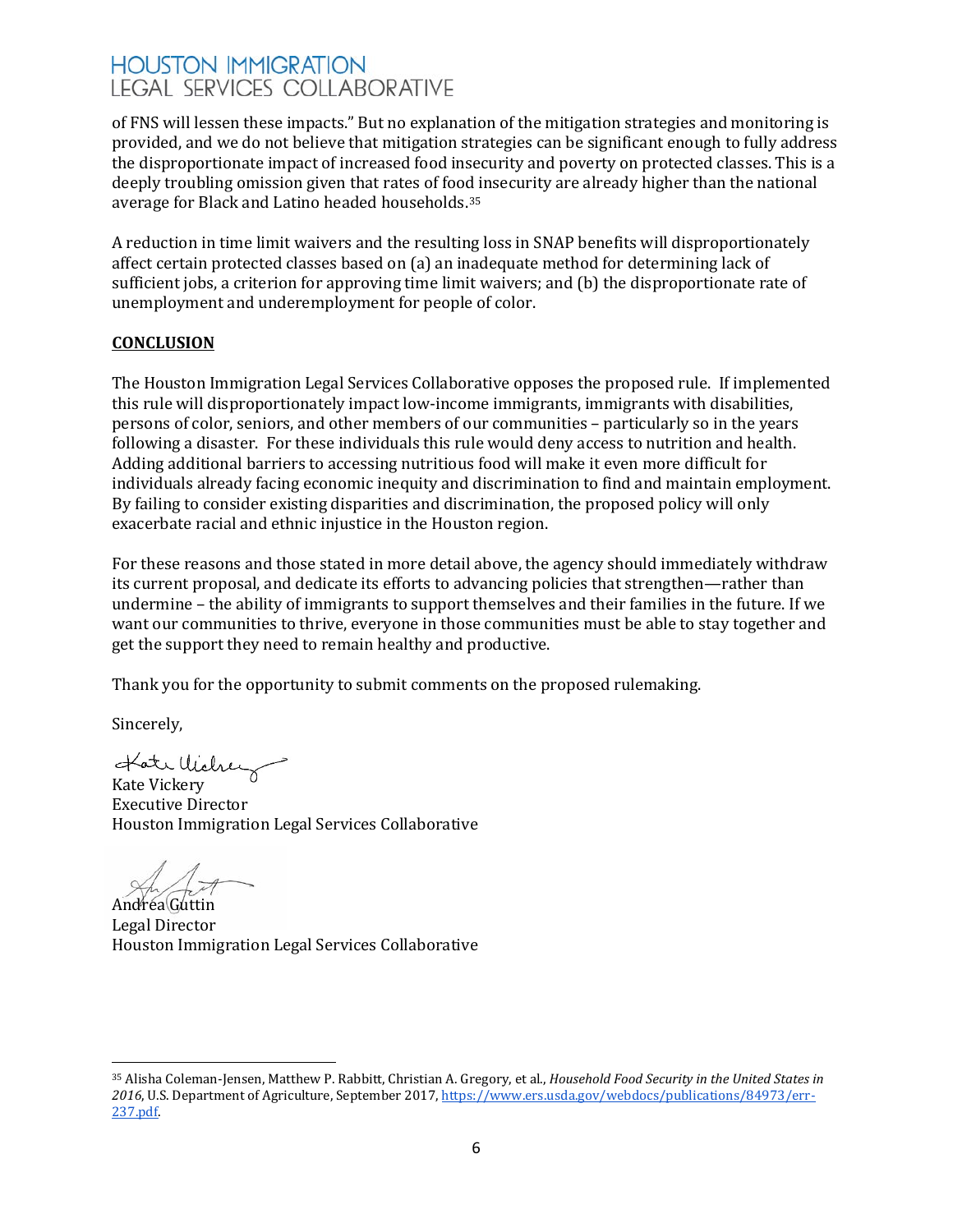of FNS will lessen these impacts." But no explanation of the mitigation strategies and monitoring is provided, and we do not believe that mitigation strategies can be significant enough to fully address the disproportionate impact of increased food insecurity and poverty on protected classes. This is a deeply troubling omission given that rates of food insecurity are already higher than the national average for Black and Latino headed households.[35]

A reduction in time limit waivers and the resulting loss in SNAP benefits will disproportionately affect certain protected classes based on (a) an inadequate method for determining lack of sufficient jobs, a criterion for approving time limit waivers; and (b) the disproportionate rate of unemployment and underemployment for people of color.

**CONCLUSION**

The Houston Immigration Legal Services Collaborative opposes the proposed rule. If implemented this rule will disproportionately impact low-income immigrants, immigrants with disabilities, persons of color, seniors, and other members of our communities – particularly so in the years following a disaster. For these individuals this rule would deny access to nutrition and health. Adding additional barriers to accessing nutritious food will make it even more difficult for individuals already facing economic inequity and discrimination to find and maintain employment. By failing to consider existing disparities and discrimination, the proposed policy will only exacerbate racial and ethnic injustice in the Houston region.

For these reasons and those stated in more detail above, the agency should immediately withdraw its current proposal, and dedicate its efforts to advancing policies that strengthen—rather than undermine – the ability of immigrants to support themselves and their families in the future. If we want our communities to thrive, everyone in those communities must be able to stay together and get the support they need to remain healthy and productive.

Thank you for the opportunity to submit comments on the proposed rulemaking.

Sincerely,

Kate Vickery
Executive Director
Houston Immigration Legal Services Collaborative

Andrea Guttin
Legal Director
Houston Immigration Legal Services Collaborative

---

[35] Alisha Coleman-Jensen, Matthew P. Rabbitt, Christian A. Gregory, et al., *Household Food Security in the United States in 2016*, U.S. Department of Agriculture, September 2017, https://www.ers.usda.gov/webdocs/publications/84973/err-237.pdf.